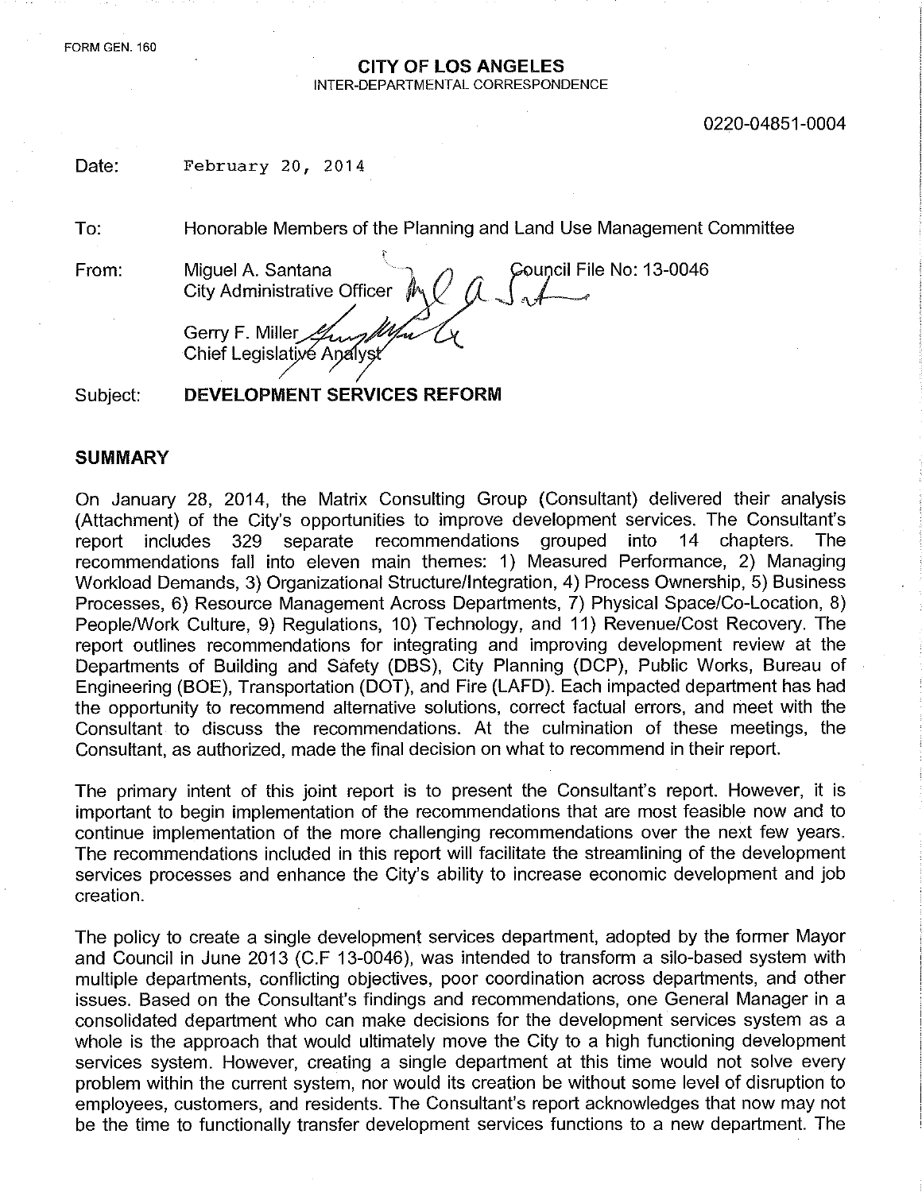FORM GEN. 160

**CITY OF LOS ANGELES**
INTER-DEPARTMENTAL CORRESPONDENCE

0220-04851-0004

Date: February 20, 2014

To: Honorable Members of the Planning and Land Use Management Committee

From: Miguel A. Santana, City Administrative Officer — Council File No: 13-0046

Gerry F. Miller, Chief Legislative Analyst

Subject: **DEVELOPMENT SERVICES REFORM**

## SUMMARY

On January 28, 2014, the Matrix Consulting Group (Consultant) delivered their analysis (Attachment) of the City's opportunities to improve development services. The Consultant's report includes 329 separate recommendations grouped into 14 chapters. The recommendations fall into eleven main themes: 1) Measured Performance, 2) Managing Workload Demands, 3) Organizational Structure/Integration, 4) Process Ownership, 5) Business Processes, 6) Resource Management Across Departments, 7) Physical Space/Co-Location, 8) People/Work Culture, 9) Regulations, 10) Technology, and 11) Revenue/Cost Recovery. The report outlines recommendations for integrating and improving development review at the Departments of Building and Safety (DBS), City Planning (DCP), Public Works, Bureau of Engineering (BOE), Transportation (DOT), and Fire (LAFD). Each impacted department has had the opportunity to recommend alternative solutions, correct factual errors, and meet with the Consultant to discuss the recommendations. At the culmination of these meetings, the Consultant, as authorized, made the final decision on what to recommend in their report.

The primary intent of this joint report is to present the Consultant's report. However, it is important to begin implementation of the recommendations that are most feasible now and to continue implementation of the more challenging recommendations over the next few years. The recommendations included in this report will facilitate the streamlining of the development services processes and enhance the City's ability to increase economic development and job creation.

The policy to create a single development services department, adopted by the former Mayor and Council in June 2013 (C.F 13-0046), was intended to transform a silo-based system with multiple departments, conflicting objectives, poor coordination across departments, and other issues. Based on the Consultant's findings and recommendations, one General Manager in a consolidated department who can make decisions for the development services system as a whole is the approach that would ultimately move the City to a high functioning development services system. However, creating a single department at this time would not solve every problem within the current system, nor would its creation be without some level of disruption to employees, customers, and residents. The Consultant's report acknowledges that now may not be the time to functionally transfer development services functions to a new department. The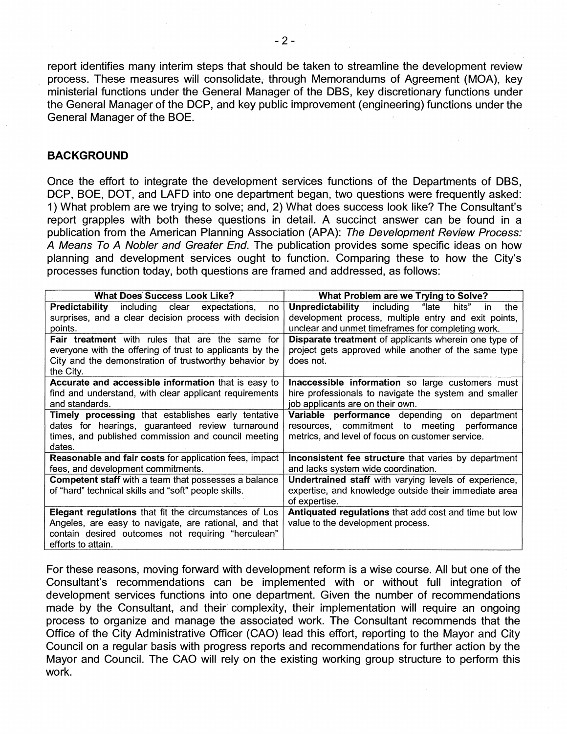report identifies many interim steps that should be taken to streamline the development review process. These measures will consolidate, through Memorandums of Agreement (MOA), key ministerial functions under the General Manager of the DBS, key discretionary functions under the General Manager of the DCP, and key public improvement (engineering) functions under the General Manager of the BOE.

## BACKGROUND

Once the effort to integrate the development services functions of the Departments of DBS, DCP, BOE, DOT, and LAFD into one department began, two questions were frequently asked: 1) What problem are we trying to solve; and, 2) What does success look like? The Consultant's report grapples with both these questions in detail. A succinct answer can be found in a publication from the American Planning Association (APA): *The Development Review Process: A Means To A Nobler and Greater End*. The publication provides some specific ideas on how planning and development services ought to function. Comparing these to how the City's processes function today, both questions are framed and addressed, as follows:

| What Does Success Look Like? | What Problem are we Trying to Solve? |
|---|---|
| **Predictability** including clear expectations, no surprises, and a clear decision process with decision points. | **Unpredictability** including "late hits" in the development process, multiple entry and exit points, unclear and unmet timeframes for completing work. |
| **Fair treatment** with rules that are the same for everyone with the offering of trust to applicants by the City and the demonstration of trustworthy behavior by the City. | **Disparate treatment** of applicants wherein one type of project gets approved while another of the same type does not. |
| **Accurate and accessible information** that is easy to find and understand, with clear applicant requirements and standards. | **Inaccessible information** so large customers must hire professionals to navigate the system and smaller job applicants are on their own. |
| **Timely processing** that establishes early tentative dates for hearings, guaranteed review turnaround times, and published commission and council meeting dates. | **Variable performance** depending on department resources, commitment to meeting performance metrics, and level of focus on customer service. |
| **Reasonable and fair costs** for application fees, impact fees, and development commitments. | **Inconsistent fee structure** that varies by department and lacks system wide coordination. |
| **Competent staff** with a team that possesses a balance of "hard" technical skills and "soft" people skills. | **Undertrained staff** with varying levels of experience, expertise, and knowledge outside their immediate area of expertise. |
| **Elegant regulations** that fit the circumstances of Los Angeles, are easy to navigate, are rational, and that contain desired outcomes not requiring "herculean" efforts to attain. | **Antiquated regulations** that add cost and time but low value to the development process. |

For these reasons, moving forward with development reform is a wise course. All but one of the Consultant's recommendations can be implemented with or without full integration of development services functions into one department. Given the number of recommendations made by the Consultant, and their complexity, their implementation will require an ongoing process to organize and manage the associated work. The Consultant recommends that the Office of the City Administrative Officer (CAO) lead this effort, reporting to the Mayor and City Council on a regular basis with progress reports and recommendations for further action by the Mayor and Council. The CAO will rely on the existing working group structure to perform this work.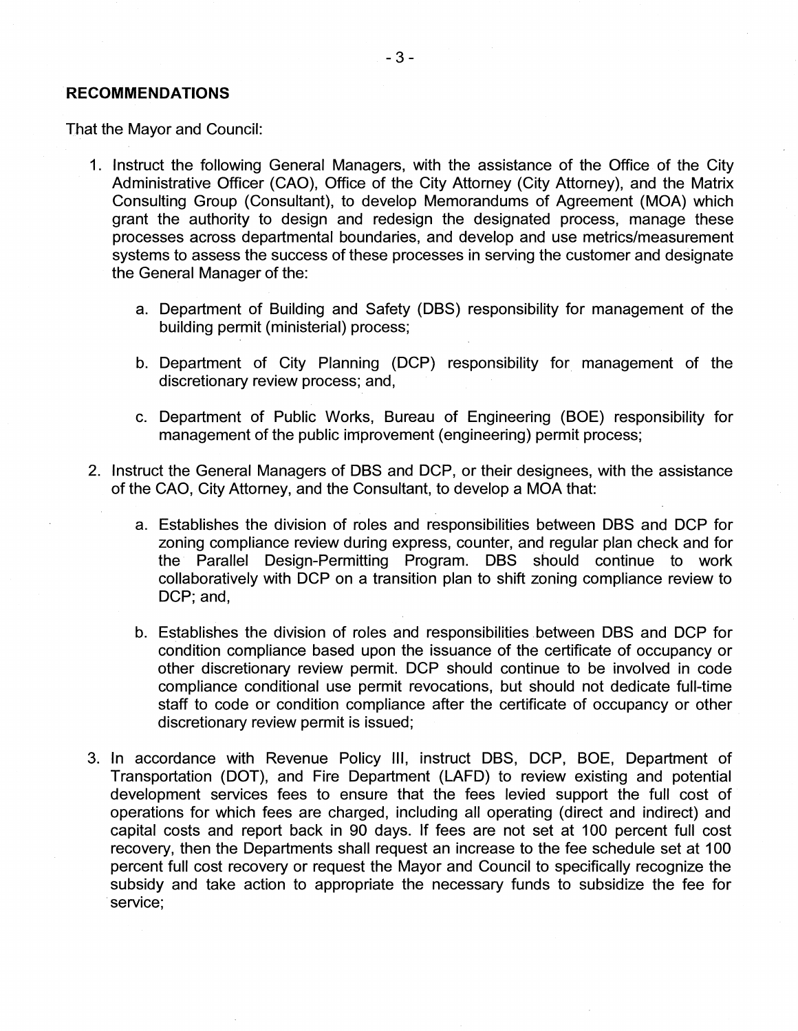## RECOMMENDATIONS

That the Mayor and Council:

1. Instruct the following General Managers, with the assistance of the Office of the City Administrative Officer (CAO), Office of the City Attorney (City Attorney), and the Matrix Consulting Group (Consultant), to develop Memorandums of Agreement (MOA) which grant the authority to design and redesign the designated process, manage these processes across departmental boundaries, and develop and use metrics/measurement systems to assess the success of these processes in serving the customer and designate the General Manager of the:

   a. Department of Building and Safety (DBS) responsibility for management of the building permit (ministerial) process;

   b. Department of City Planning (DCP) responsibility for management of the discretionary review process; and,

   c. Department of Public Works, Bureau of Engineering (BOE) responsibility for management of the public improvement (engineering) permit process;

2. Instruct the General Managers of DBS and DCP, or their designees, with the assistance of the CAO, City Attorney, and the Consultant, to develop a MOA that:

   a. Establishes the division of roles and responsibilities between DBS and DCP for zoning compliance review during express, counter, and regular plan check and for the Parallel Design-Permitting Program. DBS should continue to work collaboratively with DCP on a transition plan to shift zoning compliance review to DCP; and,

   b. Establishes the division of roles and responsibilities between DBS and DCP for condition compliance based upon the issuance of the certificate of occupancy or other discretionary review permit. DCP should continue to be involved in code compliance conditional use permit revocations, but should not dedicate full-time staff to code or condition compliance after the certificate of occupancy or other discretionary review permit is issued;

3. In accordance with Revenue Policy III, instruct DBS, DCP, BOE, Department of Transportation (DOT), and Fire Department (LAFD) to review existing and potential development services fees to ensure that the fees levied support the full cost of operations for which fees are charged, including all operating (direct and indirect) and capital costs and report back in 90 days. If fees are not set at 100 percent full cost recovery, then the Departments shall request an increase to the fee schedule set at 100 percent full cost recovery or request the Mayor and Council to specifically recognize the subsidy and take action to appropriate the necessary funds to subsidize the fee for service;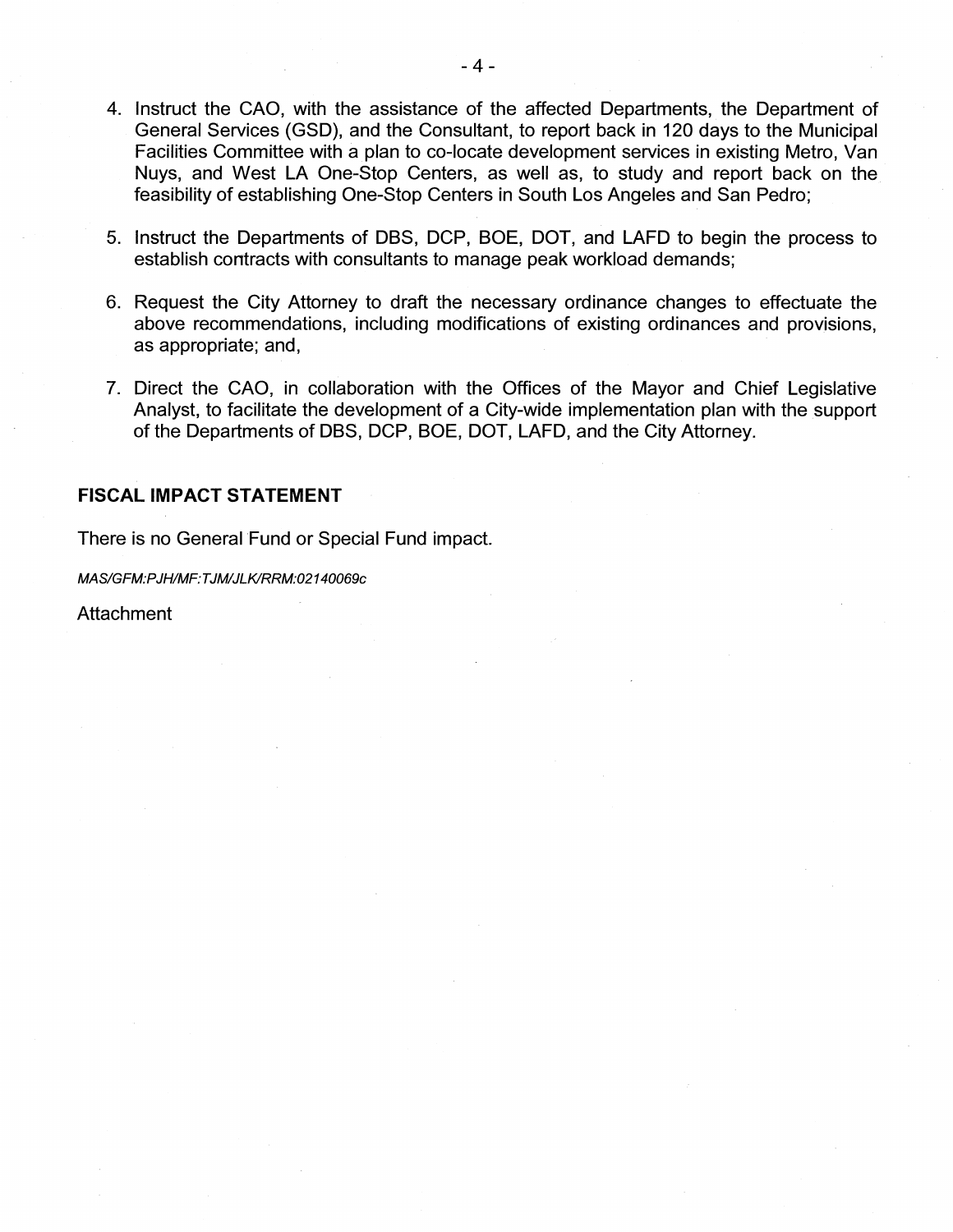4. Instruct the CAO, with the assistance of the affected Departments, the Department of General Services (GSD), and the Consultant, to report back in 120 days to the Municipal Facilities Committee with a plan to co-locate development services in existing Metro, Van Nuys, and West LA One-Stop Centers, as well as, to study and report back on the feasibility of establishing One-Stop Centers in South Los Angeles and San Pedro;

5. Instruct the Departments of DBS, DCP, BOE, DOT, and LAFD to begin the process to establish contracts with consultants to manage peak workload demands;

6. Request the City Attorney to draft the necessary ordinance changes to effectuate the above recommendations, including modifications of existing ordinances and provisions, as appropriate; and,

7. Direct the CAO, in collaboration with the Offices of the Mayor and Chief Legislative Analyst, to facilitate the development of a City-wide implementation plan with the support of the Departments of DBS, DCP, BOE, DOT, LAFD, and the City Attorney.

## FISCAL IMPACT STATEMENT

There is no General Fund or Special Fund impact.

*MAS/GFM:PJH/MF:TJM/JLK/RRM:02140069c*

Attachment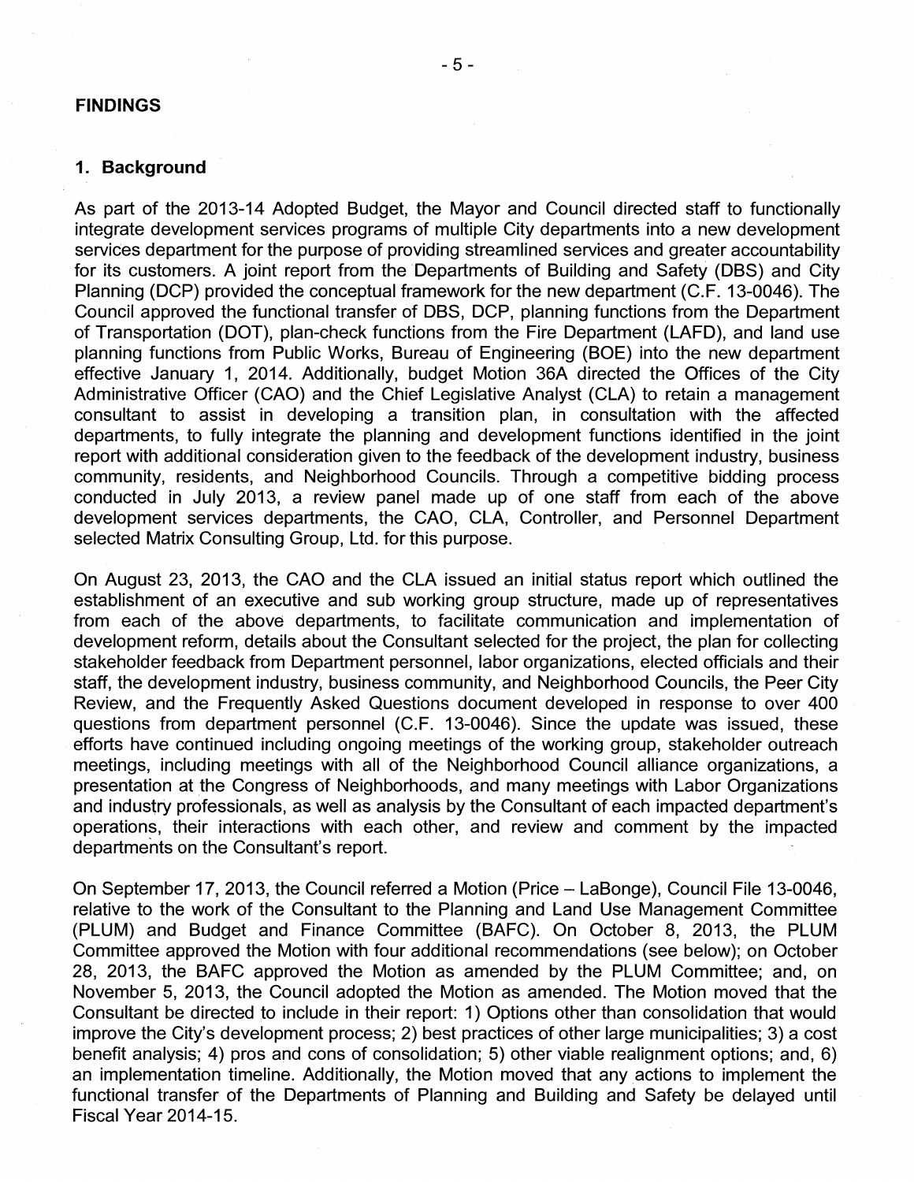## FINDINGS

### 1. Background

As part of the 2013-14 Adopted Budget, the Mayor and Council directed staff to functionally integrate development services programs of multiple City departments into a new development services department for the purpose of providing streamlined services and greater accountability for its customers. A joint report from the Departments of Building and Safety (DBS) and City Planning (DCP) provided the conceptual framework for the new department (C.F. 13-0046). The Council approved the functional transfer of DBS, DCP, planning functions from the Department of Transportation (DOT), plan-check functions from the Fire Department (LAFD), and land use planning functions from Public Works, Bureau of Engineering (BOE) into the new department effective January 1, 2014. Additionally, budget Motion 36A directed the Offices of the City Administrative Officer (CAO) and the Chief Legislative Analyst (CLA) to retain a management consultant to assist in developing a transition plan, in consultation with the affected departments, to fully integrate the planning and development functions identified in the joint report with additional consideration given to the feedback of the development industry, business community, residents, and Neighborhood Councils. Through a competitive bidding process conducted in July 2013, a review panel made up of one staff from each of the above development services departments, the CAO, CLA, Controller, and Personnel Department selected Matrix Consulting Group, Ltd. for this purpose.

On August 23, 2013, the CAO and the CLA issued an initial status report which outlined the establishment of an executive and sub working group structure, made up of representatives from each of the above departments, to facilitate communication and implementation of development reform, details about the Consultant selected for the project, the plan for collecting stakeholder feedback from Department personnel, labor organizations, elected officials and their staff, the development industry, business community, and Neighborhood Councils, the Peer City Review, and the Frequently Asked Questions document developed in response to over 400 questions from department personnel (C.F. 13-0046). Since the update was issued, these efforts have continued including ongoing meetings of the working group, stakeholder outreach meetings, including meetings with all of the Neighborhood Council alliance organizations, a presentation at the Congress of Neighborhoods, and many meetings with Labor Organizations and industry professionals, as well as analysis by the Consultant of each impacted department's operations, their interactions with each other, and review and comment by the impacted departments on the Consultant's report.

On September 17, 2013, the Council referred a Motion (Price – LaBonge), Council File 13-0046, relative to the work of the Consultant to the Planning and Land Use Management Committee (PLUM) and Budget and Finance Committee (BAFC). On October 8, 2013, the PLUM Committee approved the Motion with four additional recommendations (see below); on October 28, 2013, the BAFC approved the Motion as amended by the PLUM Committee; and, on November 5, 2013, the Council adopted the Motion as amended. The Motion moved that the Consultant be directed to include in their report: 1) Options other than consolidation that would improve the City's development process; 2) best practices of other large municipalities; 3) a cost benefit analysis; 4) pros and cons of consolidation; 5) other viable realignment options; and, 6) an implementation timeline. Additionally, the Motion moved that any actions to implement the functional transfer of the Departments of Planning and Building and Safety be delayed until Fiscal Year 2014-15.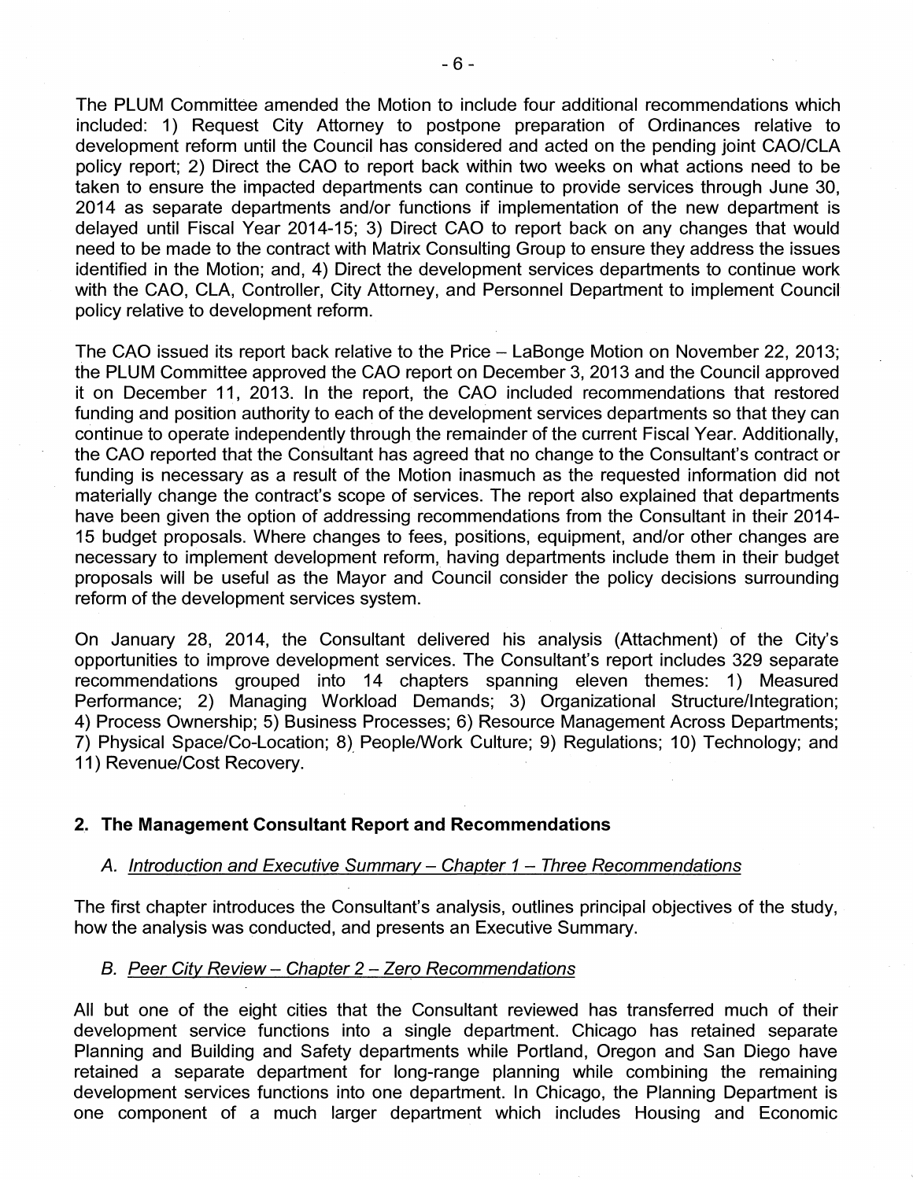The PLUM Committee amended the Motion to include four additional recommendations which included: 1) Request City Attorney to postpone preparation of Ordinances relative to development reform until the Council has considered and acted on the pending joint CAO/CLA policy report; 2) Direct the CAO to report back within two weeks on what actions need to be taken to ensure the impacted departments can continue to provide services through June 30, 2014 as separate departments and/or functions if implementation of the new department is delayed until Fiscal Year 2014-15; 3) Direct CAO to report back on any changes that would need to be made to the contract with Matrix Consulting Group to ensure they address the issues identified in the Motion; and, 4) Direct the development services departments to continue work with the CAO, CLA, Controller, City Attorney, and Personnel Department to implement Council policy relative to development reform.

The CAO issued its report back relative to the Price – LaBonge Motion on November 22, 2013; the PLUM Committee approved the CAO report on December 3, 2013 and the Council approved it on December 11, 2013. In the report, the CAO included recommendations that restored funding and position authority to each of the development services departments so that they can continue to operate independently through the remainder of the current Fiscal Year. Additionally, the CAO reported that the Consultant has agreed that no change to the Consultant's contract or funding is necessary as a result of the Motion inasmuch as the requested information did not materially change the contract's scope of services. The report also explained that departments have been given the option of addressing recommendations from the Consultant in their 2014-15 budget proposals. Where changes to fees, positions, equipment, and/or other changes are necessary to implement development reform, having departments include them in their budget proposals will be useful as the Mayor and Council consider the policy decisions surrounding reform of the development services system.

On January 28, 2014, the Consultant delivered his analysis (Attachment) of the City's opportunities to improve development services. The Consultant's report includes 329 separate recommendations grouped into 14 chapters spanning eleven themes: 1) Measured Performance; 2) Managing Workload Demands; 3) Organizational Structure/Integration; 4) Process Ownership; 5) Business Processes; 6) Resource Management Across Departments; 7) Physical Space/Co-Location; 8) People/Work Culture; 9) Regulations; 10) Technology; and 11) Revenue/Cost Recovery.

## 2. The Management Consultant Report and Recommendations

### A. *Introduction and Executive Summary – Chapter 1 – Three Recommendations*

The first chapter introduces the Consultant's analysis, outlines principal objectives of the study, how the analysis was conducted, and presents an Executive Summary.

### B. *Peer City Review – Chapter 2 – Zero Recommendations*

All but one of the eight cities that the Consultant reviewed has transferred much of their development service functions into a single department. Chicago has retained separate Planning and Building and Safety departments while Portland, Oregon and San Diego have retained a separate department for long-range planning while combining the remaining development services functions into one department. In Chicago, the Planning Department is one component of a much larger department which includes Housing and Economic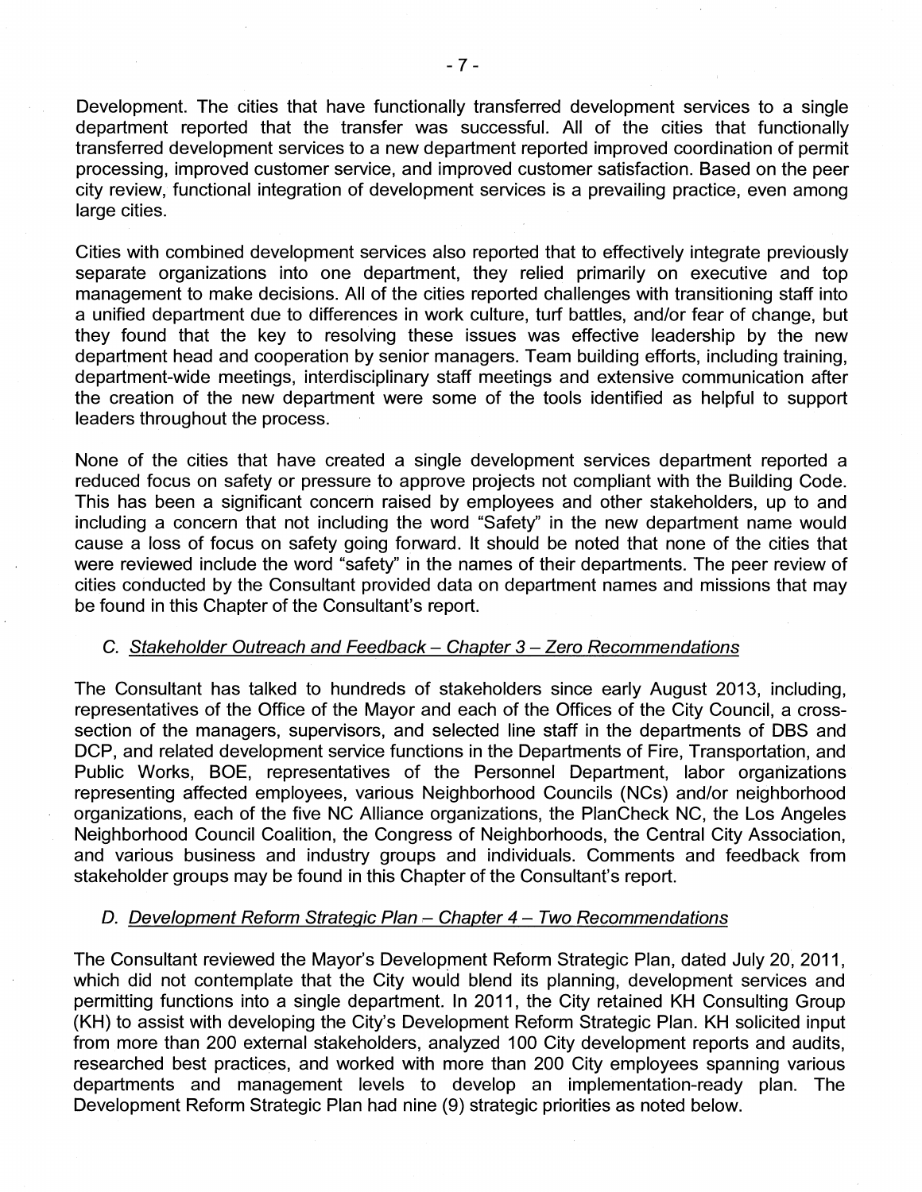Development. The cities that have functionally transferred development services to a single department reported that the transfer was successful. All of the cities that functionally transferred development services to a new department reported improved coordination of permit processing, improved customer service, and improved customer satisfaction. Based on the peer city review, functional integration of development services is a prevailing practice, even among large cities.

Cities with combined development services also reported that to effectively integrate previously separate organizations into one department, they relied primarily on executive and top management to make decisions. All of the cities reported challenges with transitioning staff into a unified department due to differences in work culture, turf battles, and/or fear of change, but they found that the key to resolving these issues was effective leadership by the new department head and cooperation by senior managers. Team building efforts, including training, department-wide meetings, interdisciplinary staff meetings and extensive communication after the creation of the new department were some of the tools identified as helpful to support leaders throughout the process.

None of the cities that have created a single development services department reported a reduced focus on safety or pressure to approve projects not compliant with the Building Code. This has been a significant concern raised by employees and other stakeholders, up to and including a concern that not including the word "Safety" in the new department name would cause a loss of focus on safety going forward. It should be noted that none of the cities that were reviewed include the word "safety" in the names of their departments. The peer review of cities conducted by the Consultant provided data on department names and missions that may be found in this Chapter of the Consultant's report.

### C. Stakeholder Outreach and Feedback – Chapter 3 – Zero Recommendations

The Consultant has talked to hundreds of stakeholders since early August 2013, including, representatives of the Office of the Mayor and each of the Offices of the City Council, a cross-section of the managers, supervisors, and selected line staff in the departments of DBS and DCP, and related development service functions in the Departments of Fire, Transportation, and Public Works, BOE, representatives of the Personnel Department, labor organizations representing affected employees, various Neighborhood Councils (NCs) and/or neighborhood organizations, each of the five NC Alliance organizations, the PlanCheck NC, the Los Angeles Neighborhood Council Coalition, the Congress of Neighborhoods, the Central City Association, and various business and industry groups and individuals. Comments and feedback from stakeholder groups may be found in this Chapter of the Consultant's report.

### D. Development Reform Strategic Plan – Chapter 4 – Two Recommendations

The Consultant reviewed the Mayor's Development Reform Strategic Plan, dated July 20, 2011, which did not contemplate that the City would blend its planning, development services and permitting functions into a single department. In 2011, the City retained KH Consulting Group (KH) to assist with developing the City's Development Reform Strategic Plan. KH solicited input from more than 200 external stakeholders, analyzed 100 City development reports and audits, researched best practices, and worked with more than 200 City employees spanning various departments and management levels to develop an implementation-ready plan. The Development Reform Strategic Plan had nine (9) strategic priorities as noted below.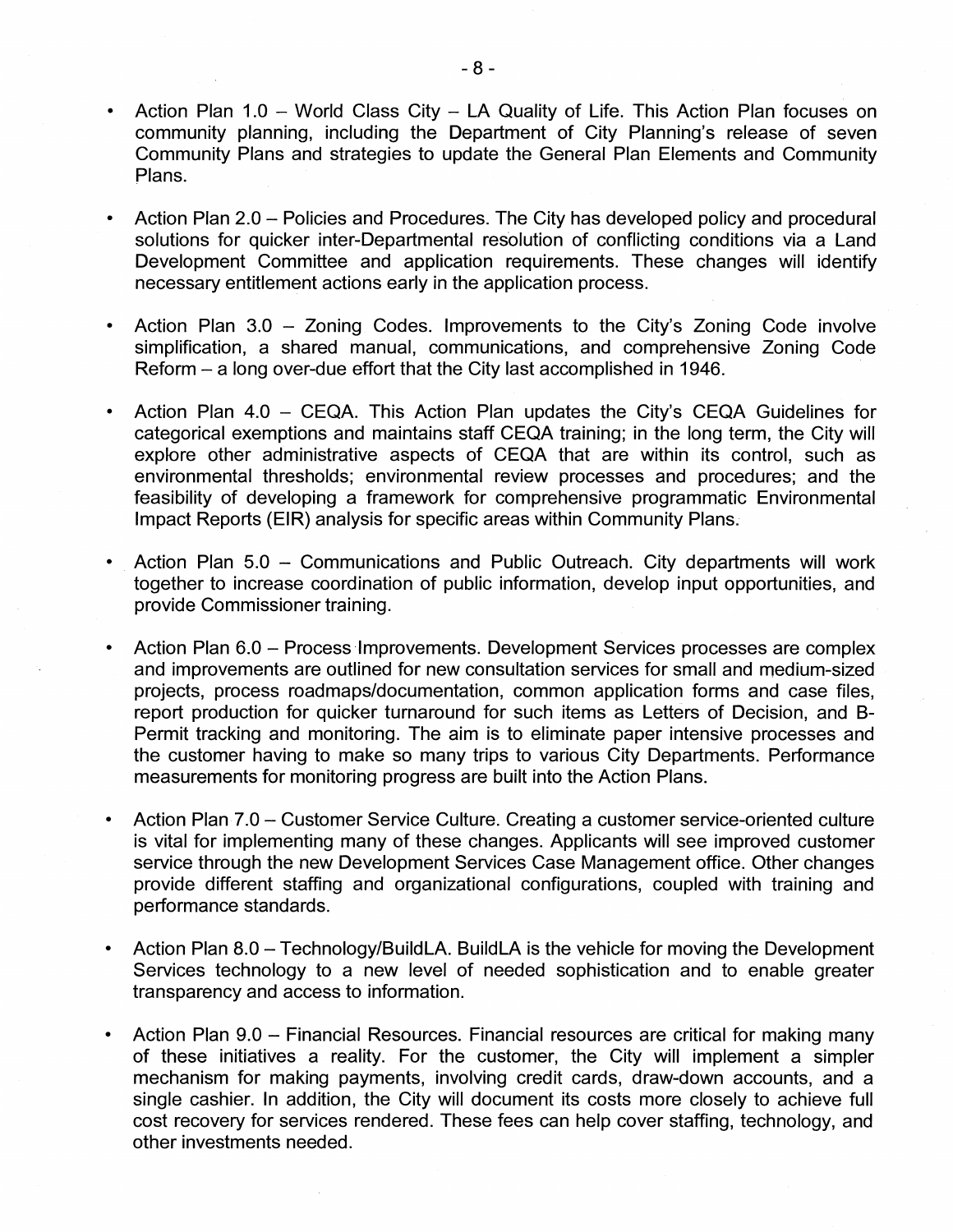- Action Plan 1.0 – World Class City – LA Quality of Life. This Action Plan focuses on community planning, including the Department of City Planning's release of seven Community Plans and strategies to update the General Plan Elements and Community Plans.

- Action Plan 2.0 – Policies and Procedures. The City has developed policy and procedural solutions for quicker inter-Departmental resolution of conflicting conditions via a Land Development Committee and application requirements. These changes will identify necessary entitlement actions early in the application process.

- Action Plan 3.0 – Zoning Codes. Improvements to the City's Zoning Code involve simplification, a shared manual, communications, and comprehensive Zoning Code Reform – a long over-due effort that the City last accomplished in 1946.

- Action Plan 4.0 – CEQA. This Action Plan updates the City's CEQA Guidelines for categorical exemptions and maintains staff CEQA training; in the long term, the City will explore other administrative aspects of CEQA that are within its control, such as environmental thresholds; environmental review processes and procedures; and the feasibility of developing a framework for comprehensive programmatic Environmental Impact Reports (EIR) analysis for specific areas within Community Plans.

- Action Plan 5.0 – Communications and Public Outreach. City departments will work together to increase coordination of public information, develop input opportunities, and provide Commissioner training.

- Action Plan 6.0 – Process Improvements. Development Services processes are complex and improvements are outlined for new consultation services for small and medium-sized projects, process roadmaps/documentation, common application forms and case files, report production for quicker turnaround for such items as Letters of Decision, and B-Permit tracking and monitoring. The aim is to eliminate paper intensive processes and the customer having to make so many trips to various City Departments. Performance measurements for monitoring progress are built into the Action Plans.

- Action Plan 7.0 – Customer Service Culture. Creating a customer service-oriented culture is vital for implementing many of these changes. Applicants will see improved customer service through the new Development Services Case Management office. Other changes provide different staffing and organizational configurations, coupled with training and performance standards.

- Action Plan 8.0 – Technology/BuildLA. BuildLA is the vehicle for moving the Development Services technology to a new level of needed sophistication and to enable greater transparency and access to information.

- Action Plan 9.0 – Financial Resources. Financial resources are critical for making many of these initiatives a reality. For the customer, the City will implement a simpler mechanism for making payments, involving credit cards, draw-down accounts, and a single cashier. In addition, the City will document its costs more closely to achieve full cost recovery for services rendered. These fees can help cover staffing, technology, and other investments needed.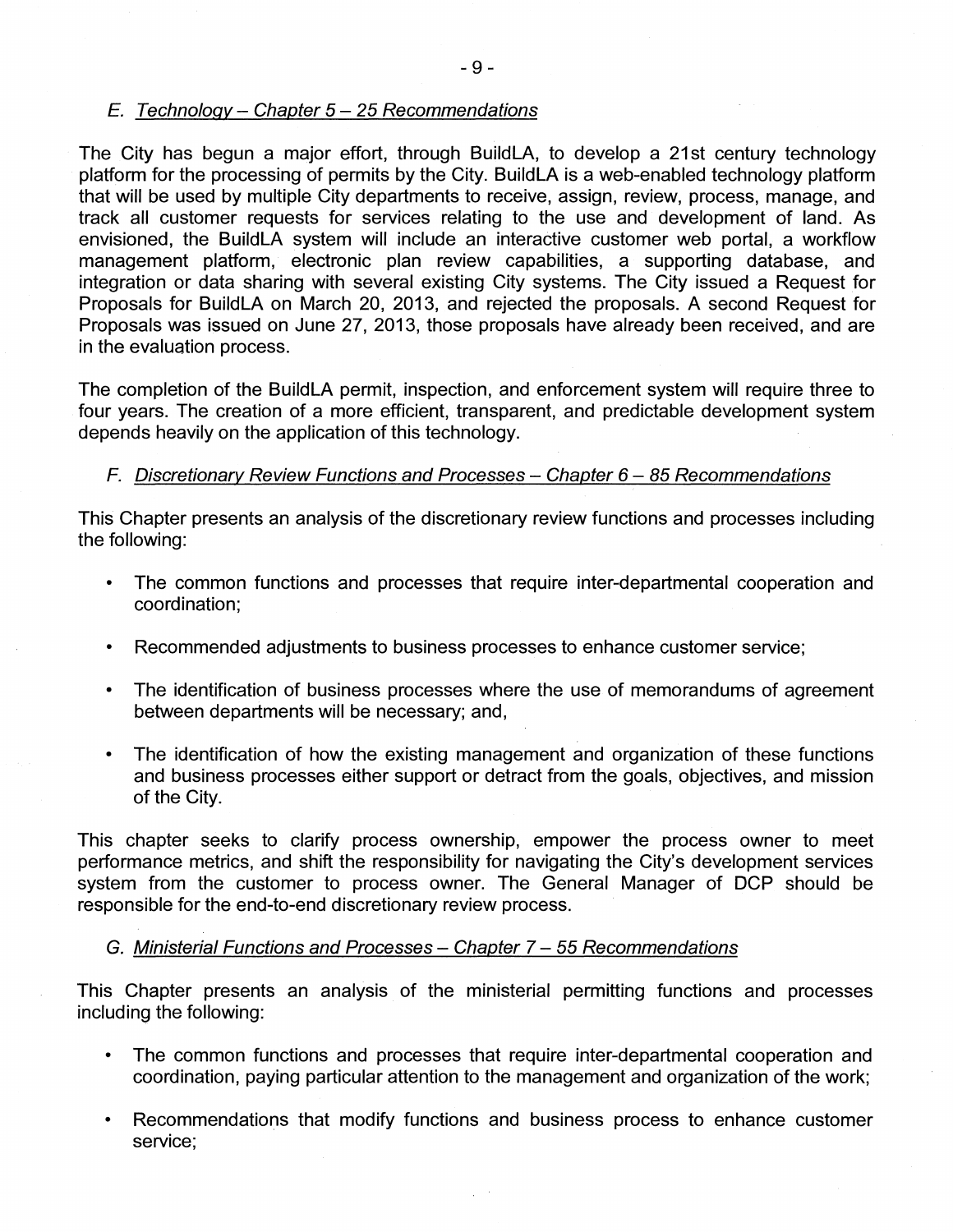### *E. Technology – Chapter 5 – 25 Recommendations*

The City has begun a major effort, through BuildLA, to develop a 21st century technology platform for the processing of permits by the City. BuildLA is a web-enabled technology platform that will be used by multiple City departments to receive, assign, review, process, manage, and track all customer requests for services relating to the use and development of land. As envisioned, the BuildLA system will include an interactive customer web portal, a workflow management platform, electronic plan review capabilities, a supporting database, and integration or data sharing with several existing City systems. The City issued a Request for Proposals for BuildLA on March 20, 2013, and rejected the proposals. A second Request for Proposals was issued on June 27, 2013, those proposals have already been received, and are in the evaluation process.

The completion of the BuildLA permit, inspection, and enforcement system will require three to four years. The creation of a more efficient, transparent, and predictable development system depends heavily on the application of this technology.

### *F. Discretionary Review Functions and Processes – Chapter 6 – 85 Recommendations*

This Chapter presents an analysis of the discretionary review functions and processes including the following:

- The common functions and processes that require inter-departmental cooperation and coordination;
- Recommended adjustments to business processes to enhance customer service;
- The identification of business processes where the use of memorandums of agreement between departments will be necessary; and,
- The identification of how the existing management and organization of these functions and business processes either support or detract from the goals, objectives, and mission of the City.

This chapter seeks to clarify process ownership, empower the process owner to meet performance metrics, and shift the responsibility for navigating the City's development services system from the customer to process owner. The General Manager of DCP should be responsible for the end-to-end discretionary review process.

### *G. Ministerial Functions and Processes – Chapter 7 – 55 Recommendations*

This Chapter presents an analysis of the ministerial permitting functions and processes including the following:

- The common functions and processes that require inter-departmental cooperation and coordination, paying particular attention to the management and organization of the work;
- Recommendations that modify functions and business process to enhance customer service;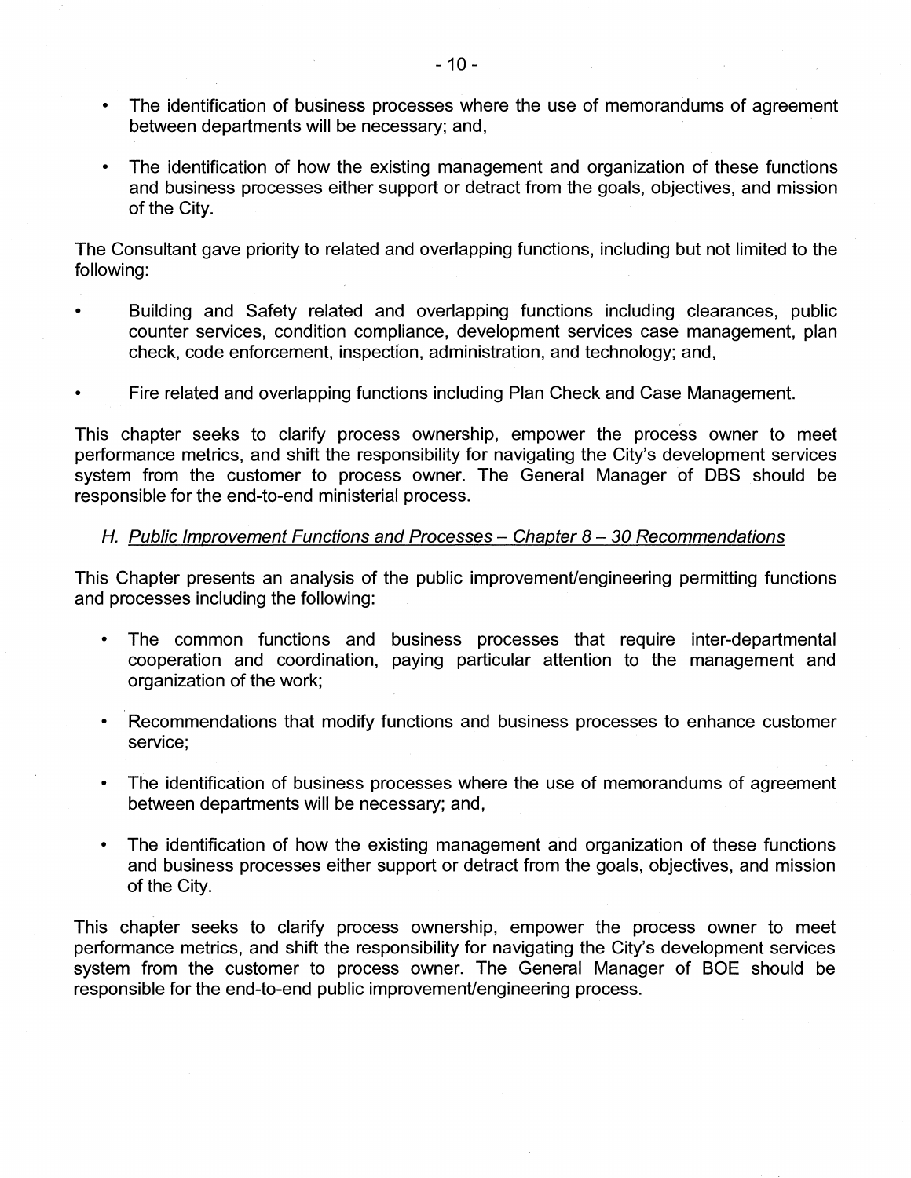- The identification of business processes where the use of memorandums of agreement between departments will be necessary; and,

- The identification of how the existing management and organization of these functions and business processes either support or detract from the goals, objectives, and mission of the City.

The Consultant gave priority to related and overlapping functions, including but not limited to the following:

- Building and Safety related and overlapping functions including clearances, public counter services, condition compliance, development services case management, plan check, code enforcement, inspection, administration, and technology; and,

- Fire related and overlapping functions including Plan Check and Case Management.

This chapter seeks to clarify process ownership, empower the process owner to meet performance metrics, and shift the responsibility for navigating the City's development services system from the customer to process owner. The General Manager of DBS should be responsible for the end-to-end ministerial process.

### *H. Public Improvement Functions and Processes – Chapter 8 – 30 Recommendations*

This Chapter presents an analysis of the public improvement/engineering permitting functions and processes including the following:

- The common functions and business processes that require inter-departmental cooperation and coordination, paying particular attention to the management and organization of the work;

- Recommendations that modify functions and business processes to enhance customer service;

- The identification of business processes where the use of memorandums of agreement between departments will be necessary; and,

- The identification of how the existing management and organization of these functions and business processes either support or detract from the goals, objectives, and mission of the City.

This chapter seeks to clarify process ownership, empower the process owner to meet performance metrics, and shift the responsibility for navigating the City's development services system from the customer to process owner. The General Manager of BOE should be responsible for the end-to-end public improvement/engineering process.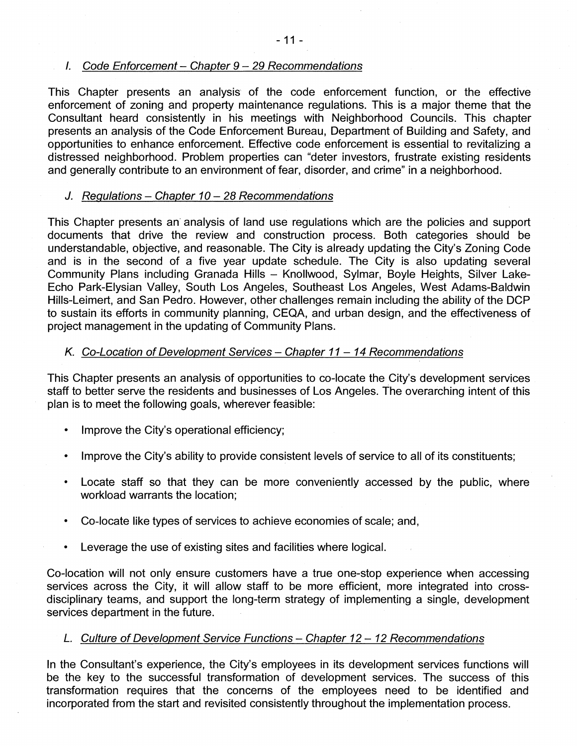### *I. Code Enforcement – Chapter 9 – 29 Recommendations*

This Chapter presents an analysis of the code enforcement function, or the effective enforcement of zoning and property maintenance regulations. This is a major theme that the Consultant heard consistently in his meetings with Neighborhood Councils. This chapter presents an analysis of the Code Enforcement Bureau, Department of Building and Safety, and opportunities to enhance enforcement. Effective code enforcement is essential to revitalizing a distressed neighborhood. Problem properties can "deter investors, frustrate existing residents and generally contribute to an environment of fear, disorder, and crime" in a neighborhood.

### *J. Regulations – Chapter 10 – 28 Recommendations*

This Chapter presents an analysis of land use regulations which are the policies and support documents that drive the review and construction process. Both categories should be understandable, objective, and reasonable. The City is already updating the City's Zoning Code and is in the second of a five year update schedule. The City is also updating several Community Plans including Granada Hills – Knollwood, Sylmar, Boyle Heights, Silver Lake-Echo Park-Elysian Valley, South Los Angeles, Southeast Los Angeles, West Adams-Baldwin Hills-Leimert, and San Pedro. However, other challenges remain including the ability of the DCP to sustain its efforts in community planning, CEQA, and urban design, and the effectiveness of project management in the updating of Community Plans.

### *K. Co-Location of Development Services – Chapter 11 – 14 Recommendations*

This Chapter presents an analysis of opportunities to co-locate the City's development services staff to better serve the residents and businesses of Los Angeles. The overarching intent of this plan is to meet the following goals, wherever feasible:

- Improve the City's operational efficiency;
- Improve the City's ability to provide consistent levels of service to all of its constituents;
- Locate staff so that they can be more conveniently accessed by the public, where workload warrants the location;
- Co-locate like types of services to achieve economies of scale; and,
- Leverage the use of existing sites and facilities where logical.

Co-location will not only ensure customers have a true one-stop experience when accessing services across the City, it will allow staff to be more efficient, more integrated into cross-disciplinary teams, and support the long-term strategy of implementing a single, development services department in the future.

### *L. Culture of Development Service Functions – Chapter 12 – 12 Recommendations*

In the Consultant's experience, the City's employees in its development services functions will be the key to the successful transformation of development services. The success of this transformation requires that the concerns of the employees need to be identified and incorporated from the start and revisited consistently throughout the implementation process.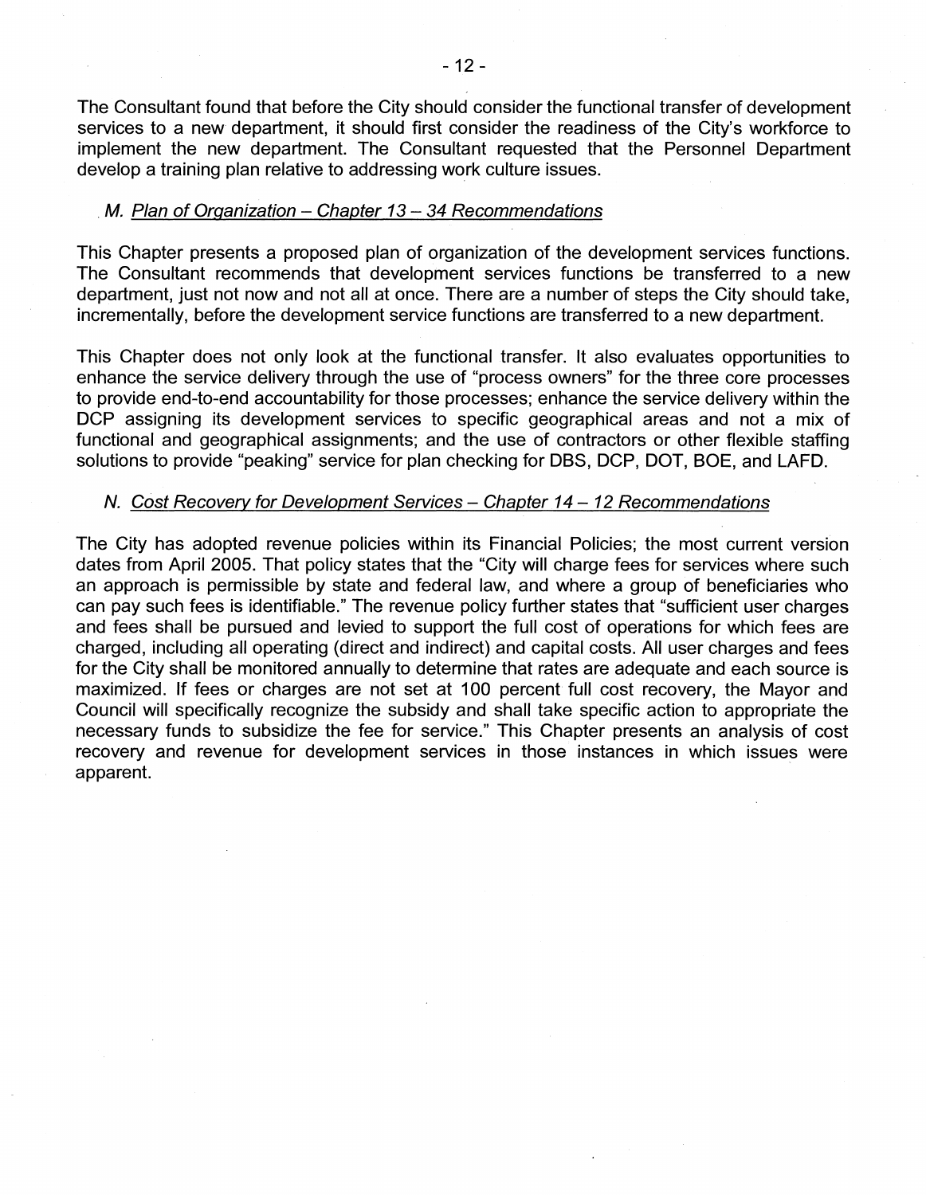The Consultant found that before the City should consider the functional transfer of development services to a new department, it should first consider the readiness of the City's workforce to implement the new department. The Consultant requested that the Personnel Department develop a training plan relative to addressing work culture issues.

### *M. Plan of Organization – Chapter 13 – 34 Recommendations*

This Chapter presents a proposed plan of organization of the development services functions. The Consultant recommends that development services functions be transferred to a new department, just not now and not all at once. There are a number of steps the City should take, incrementally, before the development service functions are transferred to a new department.

This Chapter does not only look at the functional transfer. It also evaluates opportunities to enhance the service delivery through the use of "process owners" for the three core processes to provide end-to-end accountability for those processes; enhance the service delivery within the DCP assigning its development services to specific geographical areas and not a mix of functional and geographical assignments; and the use of contractors or other flexible staffing solutions to provide "peaking" service for plan checking for DBS, DCP, DOT, BOE, and LAFD.

### *N. Cost Recovery for Development Services – Chapter 14 – 12 Recommendations*

The City has adopted revenue policies within its Financial Policies; the most current version dates from April 2005. That policy states that the "City will charge fees for services where such an approach is permissible by state and federal law, and where a group of beneficiaries who can pay such fees is identifiable." The revenue policy further states that "sufficient user charges and fees shall be pursued and levied to support the full cost of operations for which fees are charged, including all operating (direct and indirect) and capital costs. All user charges and fees for the City shall be monitored annually to determine that rates are adequate and each source is maximized. If fees or charges are not set at 100 percent full cost recovery, the Mayor and Council will specifically recognize the subsidy and shall take specific action to appropriate the necessary funds to subsidize the fee for service." This Chapter presents an analysis of cost recovery and revenue for development services in those instances in which issues were apparent.